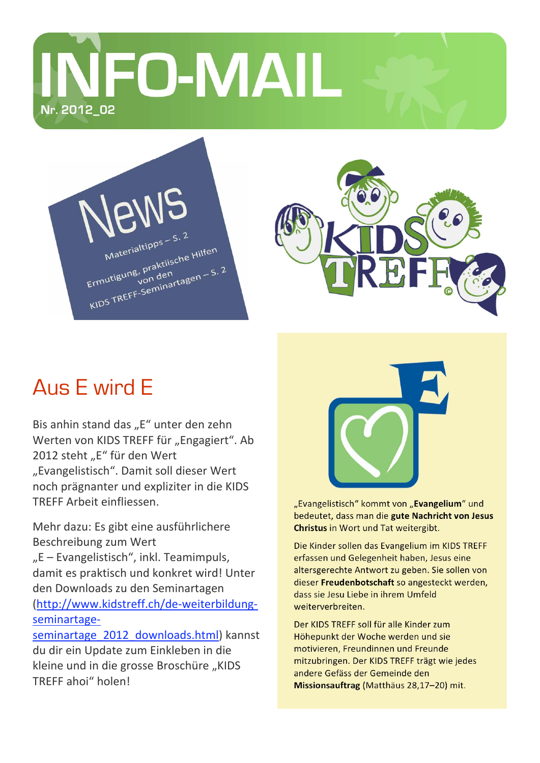# INFO-MAIL

**Nr. 2012_02**

News

Materialtipps – S. 2

Ermutigung, praktiische Hilfen von den KIDS TREFF-Seminartagen – S. 2

KIDS TREFF

## Aus E wird E

Bis anhin stand das „E" unter den zehn Werten von KIDS TREFF für „Engagiert". Ab 2012 steht „E" für den Wert „Evangelistisch". Damit soll dieser Wert noch prägnanter und expliziter in die KIDS TREFF Arbeit einfliessen.

Mehr dazu: Es gibt eine ausführlichere Beschreibung zum Wert „E – Evangelistisch", inkl. Teamimpuls, damit es praktisch und konkret wird! Unter den Downloads zu den Seminartagen (http://www.kidstreff.ch/de-weiterbildung-seminartage-seminartage_2012_downloads.html) kannst du dir ein Update zum Einkleben in die kleine und in die grosse Broschüre „KIDS TREFF ahoi" holen!

„Evangelistisch" kommt von „**Evangelium**" und bedeutet, dass man die **gute Nachricht von Jesus Christus** in Wort und Tat weitergibt.

Die Kinder sollen das Evangelium im KIDS TREFF erfassen und Gelegenheit haben, Jesus eine altersgerechte Antwort zu geben. Sie sollen von dieser **Freudenbotschaft** so angesteckt werden, dass sie Jesu Liebe in ihrem Umfeld weiterverbreiten.

Der KIDS TREFF soll für alle Kinder zum Höhepunkt der Woche werden und sie motivieren, Freundinnen und Freunde mitzubringen. Der KIDS TREFF trägt wie jedes andere Gefäss der Gemeinde den **Missionsauftrag** (Matthäus 28,17–20) mit.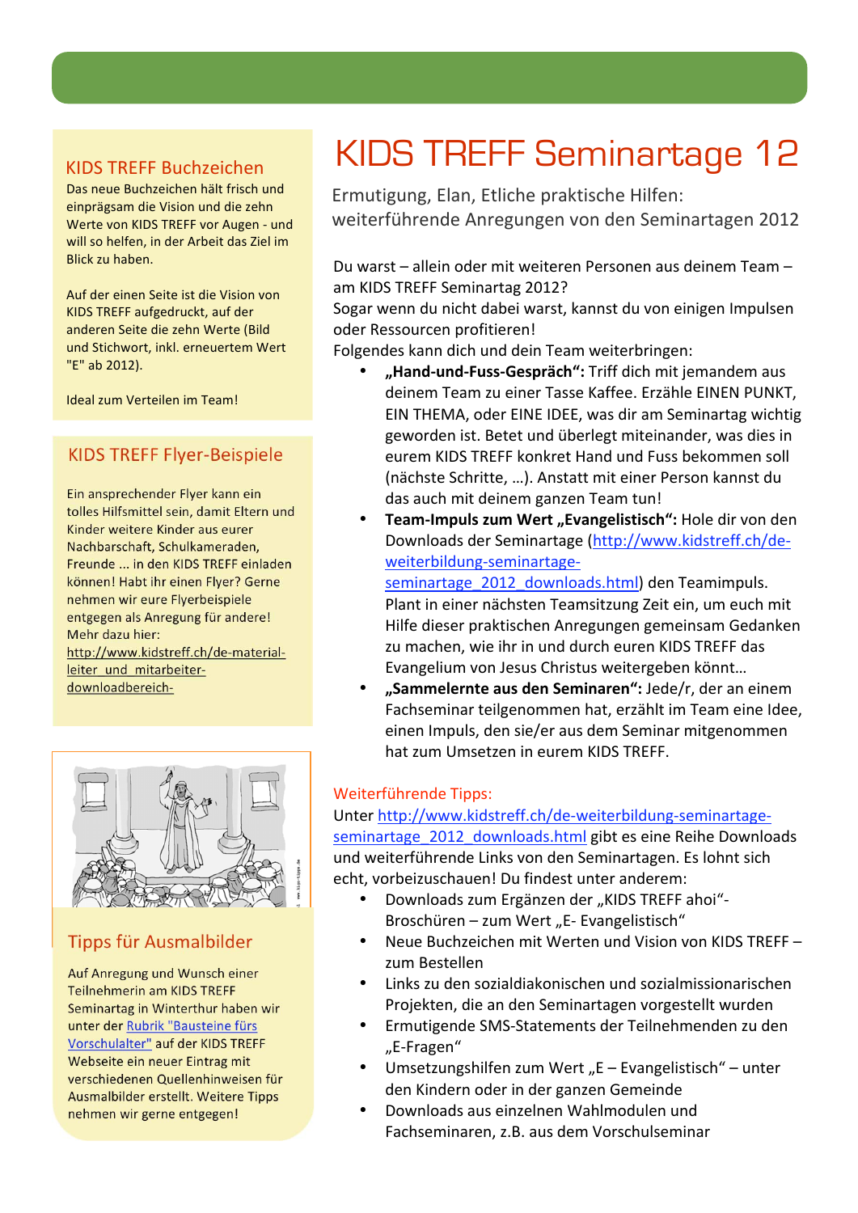# KIDS TREFF Seminartage 12

Ermutigung, Elan, Etliche praktische Hilfen:
weiterführende Anregungen von den Seminartagen 2012

Du warst – allein oder mit weiteren Personen aus deinem Team – am KIDS TREFF Seminartag 2012?
Sogar wenn du nicht dabei warst, kannst du von einigen Impulsen oder Ressourcen profitieren!
Folgendes kann dich und dein Team weiterbringen:

- **„Hand-und-Fuss-Gespräch“:** Triff dich mit jemandem aus deinem Team zu einer Tasse Kaffee. Erzähle EINEN PUNKT, EIN THEMA, oder EINE IDEE, was dir am Seminartag wichtig geworden ist. Betet und überlegt miteinander, was dies in eurem KIDS TREFF konkret Hand und Fuss bekommen soll (nächste Schritte, …). Anstatt mit einer Person kannst du das auch mit deinem ganzen Team tun!
- **Team-Impuls zum Wert „Evangelistisch“:** Hole dir von den Downloads der Seminartage (http://www.kidstreff.ch/de-weiterbildung-seminartage-seminartage_2012_downloads.html) den Teamimpuls. Plant in einer nächsten Teamsitzung Zeit ein, um euch mit Hilfe dieser praktischen Anregungen gemeinsam Gedanken zu machen, wie ihr in und durch euren KIDS TREFF das Evangelium von Jesus Christus weitergeben könnt…
- **„Sammelernte aus den Seminaren“:** Jede/r, der an einem Fachseminar teilgenommen hat, erzählt im Team eine Idee, einen Impuls, den sie/er aus dem Seminar mitgenommen hat zum Umsetzen in eurem KIDS TREFF.

### Weiterführende Tipps:

Unter http://www.kidstreff.ch/de-weiterbildung-seminartage-seminartage_2012_downloads.html gibt es eine Reihe Downloads und weiterführende Links von den Seminartagen. Es lohnt sich echt, vorbeizuschauen! Du findest unter anderem:

- Downloads zum Ergänzen der „KIDS TREFF ahoi“-Broschüren – zum Wert „E- Evangelistisch“
- Neue Buchzeichen mit Werten und Vision von KIDS TREFF – zum Bestellen
- Links zu den sozialdiakonischen und sozialmissionarischen Projekten, die an den Seminartagen vorgestellt wurden
- Ermutigende SMS-Statements der Teilnehmenden zu den „E-Fragen“
- Umsetzungshilfen zum Wert „E – Evangelistisch“ – unter den Kindern oder in der ganzen Gemeinde
- Downloads aus einzelnen Wahlmodulen und Fachseminaren, z.B. aus dem Vorschulseminar

## KIDS TREFF Buchzeichen

Das neue Buchzeichen hält frisch und einprägsam die Vision und die zehn Werte von KIDS TREFF vor Augen - und will so helfen, in der Arbeit das Ziel im Blick zu haben.

Auf der einen Seite ist die Vision von KIDS TREFF aufgedruckt, auf der anderen Seite die zehn Werte (Bild und Stichwort, inkl. erneuertem Wert "E" ab 2012).

Ideal zum Verteilen im Team!

## KIDS TREFF Flyer-Beispiele

Ein ansprechender Flyer kann ein tolles Hilfsmittel sein, damit Eltern und Kinder weitere Kinder aus eurer Nachbarschaft, Schulkameraden, Freunde ... in den KIDS TREFF einladen können! Habt ihr einen Flyer? Gerne nehmen wir eure Flyerbeispiele entgegen als Anregung für andere! Mehr dazu hier: http://www.kidstreff.ch/de-material-leiter_und_mitarbeiter-downloadbereich-

## Tipps für Ausmalbilder

Auf Anregung und Wunsch einer Teilnehmerin am KIDS TREFF Seminartag in Winterthur haben wir unter der Rubrik "Bausteine fürs Vorschulalter" auf der KIDS TREFF Webseite ein neuer Eintrag mit verschiedenen Quellenhinweisen für Ausmalbilder erstellt. Weitere Tipps nehmen wir gerne entgegen!